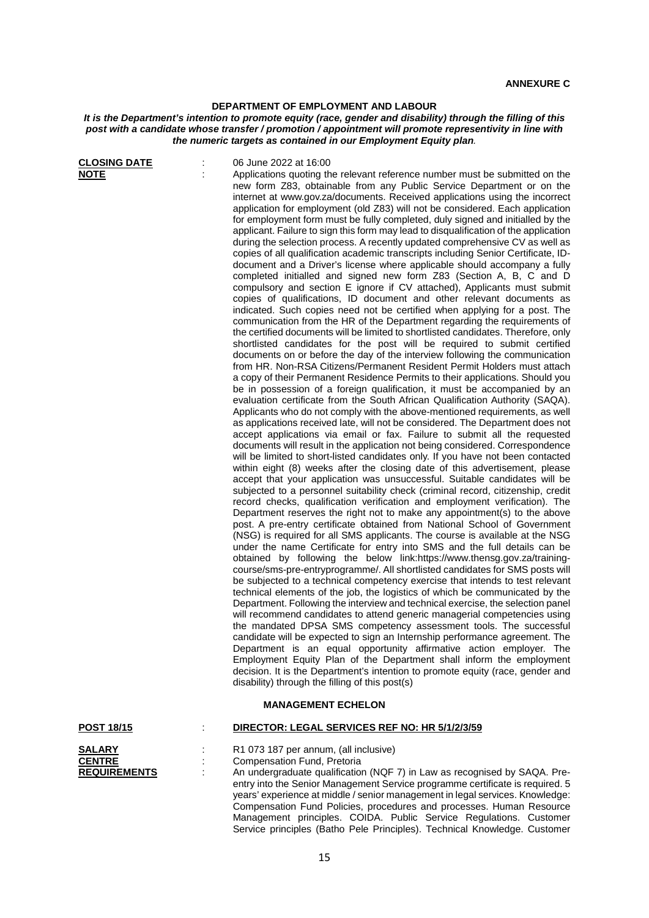**ANNEXURE C**

## DEPARTMENT OF EMPLOYMENT AND LABOUR

***It is the Department's intention to promote equity (race, gender and disability) through the filling of this post with a candidate whose transfer / promotion / appointment will promote representivity in line with the numeric targets as contained in our Employment Equity plan.***

**CLOSING DATE** : 06 June 2022 at 16:00

**NOTE** : Applications quoting the relevant reference number must be submitted on the new form Z83, obtainable from any Public Service Department or on the internet at www.gov.za/documents. Received applications using the incorrect application for employment (old Z83) will not be considered. Each application for employment form must be fully completed, duly signed and initialled by the applicant. Failure to sign this form may lead to disqualification of the application during the selection process. A recently updated comprehensive CV as well as copies of all qualification academic transcripts including Senior Certificate, ID-document and a Driver's license where applicable should accompany a fully completed initialled and signed new form Z83 (Section A, B, C and D compulsory and section E ignore if CV attached), Applicants must submit copies of qualifications, ID document and other relevant documents as indicated. Such copies need not be certified when applying for a post. The communication from the HR of the Department regarding the requirements of the certified documents will be limited to shortlisted candidates. Therefore, only shortlisted candidates for the post will be required to submit certified documents on or before the day of the interview following the communication from HR. Non-RSA Citizens/Permanent Resident Permit Holders must attach a copy of their Permanent Residence Permits to their applications. Should you be in possession of a foreign qualification, it must be accompanied by an evaluation certificate from the South African Qualification Authority (SAQA). Applicants who do not comply with the above-mentioned requirements, as well as applications received late, will not be considered. The Department does not accept applications via email or fax. Failure to submit all the requested documents will result in the application not being considered. Correspondence will be limited to short-listed candidates only. If you have not been contacted within eight (8) weeks after the closing date of this advertisement, please accept that your application was unsuccessful. Suitable candidates will be subjected to a personnel suitability check (criminal record, citizenship, credit record checks, qualification verification and employment verification). The Department reserves the right not to make any appointment(s) to the above post. A pre-entry certificate obtained from National School of Government (NSG) is required for all SMS applicants. The course is available at the NSG under the name Certificate for entry into SMS and the full details can be obtained by following the below link:https://www.thensg.gov.za/training-course/sms-pre-entryprogramme/. All shortlisted candidates for SMS posts will be subjected to a technical competency exercise that intends to test relevant technical elements of the job, the logistics of which be communicated by the Department. Following the interview and technical exercise, the selection panel will recommend candidates to attend generic managerial competencies using the mandated DPSA SMS competency assessment tools. The successful candidate will be expected to sign an Internship performance agreement. The Department is an equal opportunity affirmative action employer. The Employment Equity Plan of the Department shall inform the employment decision. It is the Department's intention to promote equity (race, gender and disability) through the filling of this post(s)

### MANAGEMENT ECHELON

**POST 18/15** : **DIRECTOR: LEGAL SERVICES REF NO: HR 5/1/2/3/59**

**SALARY** : R1 073 187 per annum, (all inclusive)

**CENTRE** : Compensation Fund, Pretoria

**REQUIREMENTS** : An undergraduate qualification (NQF 7) in Law as recognised by SAQA. Pre-entry into the Senior Management Service programme certificate is required. 5 years' experience at middle / senior management in legal services. Knowledge: Compensation Fund Policies, procedures and processes. Human Resource Management principles. COIDA. Public Service Regulations. Customer Service principles (Batho Pele Principles). Technical Knowledge. Customer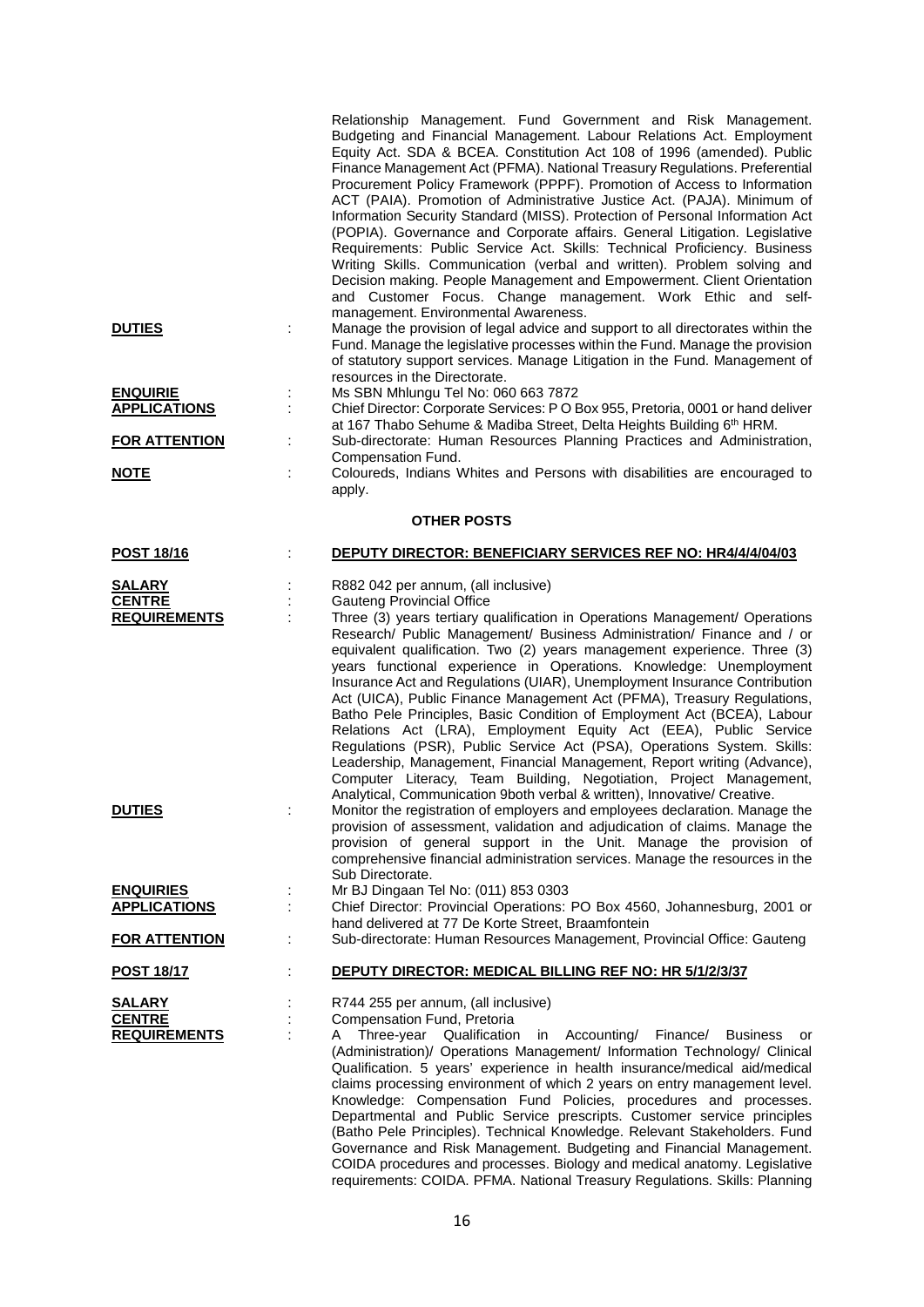Relationship Management. Fund Government and Risk Management. Budgeting and Financial Management. Labour Relations Act. Employment Equity Act. SDA & BCEA. Constitution Act 108 of 1996 (amended). Public Finance Management Act (PFMA). National Treasury Regulations. Preferential Procurement Policy Framework (PPPF). Promotion of Access to Information ACT (PAIA). Promotion of Administrative Justice Act. (PAJA). Minimum of Information Security Standard (MISS). Protection of Personal Information Act (POPIA). Governance and Corporate affairs. General Litigation. Legislative Requirements: Public Service Act. Skills: Technical Proficiency. Business Writing Skills. Communication (verbal and written). Problem solving and Decision making. People Management and Empowerment. Client Orientation and Customer Focus. Change management. Work Ethic and self-management. Environmental Awareness.

**DUTIES** : Manage the provision of legal advice and support to all directorates within the Fund. Manage the legislative processes within the Fund. Manage the provision of statutory support services. Manage Litigation in the Fund. Management of resources in the Directorate.

**ENQUIRIE** : Ms SBN Mhlungu Tel No: 060 663 7872

**APPLICATIONS** : Chief Director: Corporate Services: P O Box 955, Pretoria, 0001 or hand deliver at 167 Thabo Sehume & Madiba Street, Delta Heights Building 6th HRM.

**FOR ATTENTION** : Sub-directorate: Human Resources Planning Practices and Administration, Compensation Fund.

**NOTE** : Coloureds, Indians Whites and Persons with disabilities are encouraged to apply.

## OTHER POSTS

**POST 18/16** : **DEPUTY DIRECTOR: BENEFICIARY SERVICES REF NO: HR4/4/4/04/03**

**SALARY** : R882 042 per annum, (all inclusive)

**CENTRE** : Gauteng Provincial Office

**REQUIREMENTS** : Three (3) years tertiary qualification in Operations Management/ Operations Research/ Public Management/ Business Administration/ Finance and / or equivalent qualification. Two (2) years management experience. Three (3) years functional experience in Operations. Knowledge: Unemployment Insurance Act and Regulations (UIAR), Unemployment Insurance Contribution Act (UICA), Public Finance Management Act (PFMA), Treasury Regulations, Batho Pele Principles, Basic Condition of Employment Act (BCEA), Labour Relations Act (LRA), Employment Equity Act (EEA), Public Service Regulations (PSR), Public Service Act (PSA), Operations System. Skills: Leadership, Management, Financial Management, Report writing (Advance), Computer Literacy, Team Building, Negotiation, Project Management, Analytical, Communication 9both verbal & written), Innovative/ Creative.

**DUTIES** : Monitor the registration of employers and employees declaration. Manage the provision of assessment, validation and adjudication of claims. Manage the provision of general support in the Unit. Manage the provision of comprehensive financial administration services. Manage the resources in the Sub Directorate.

**ENQUIRIES** : Mr BJ Dingaan Tel No: (011) 853 0303

**APPLICATIONS** : Chief Director: Provincial Operations: PO Box 4560, Johannesburg, 2001 or hand delivered at 77 De Korte Street, Braamfontein

**FOR ATTENTION** : Sub-directorate: Human Resources Management, Provincial Office: Gauteng

**POST 18/17** : **DEPUTY DIRECTOR: MEDICAL BILLING REF NO: HR 5/1/2/3/37**

**SALARY** : R744 255 per annum, (all inclusive)

**CENTRE** : Compensation Fund, Pretoria

**REQUIREMENTS** : A Three-year Qualification in Accounting/ Finance/ Business or (Administration)/ Operations Management/ Information Technology/ Clinical Qualification. 5 years' experience in health insurance/medical aid/medical claims processing environment of which 2 years on entry management level. Knowledge: Compensation Fund Policies, procedures and processes. Departmental and Public Service prescripts. Customer service principles (Batho Pele Principles). Technical Knowledge. Relevant Stakeholders. Fund Governance and Risk Management. Budgeting and Financial Management. COIDA procedures and processes. Biology and medical anatomy. Legislative requirements: COIDA. PFMA. National Treasury Regulations. Skills: Planning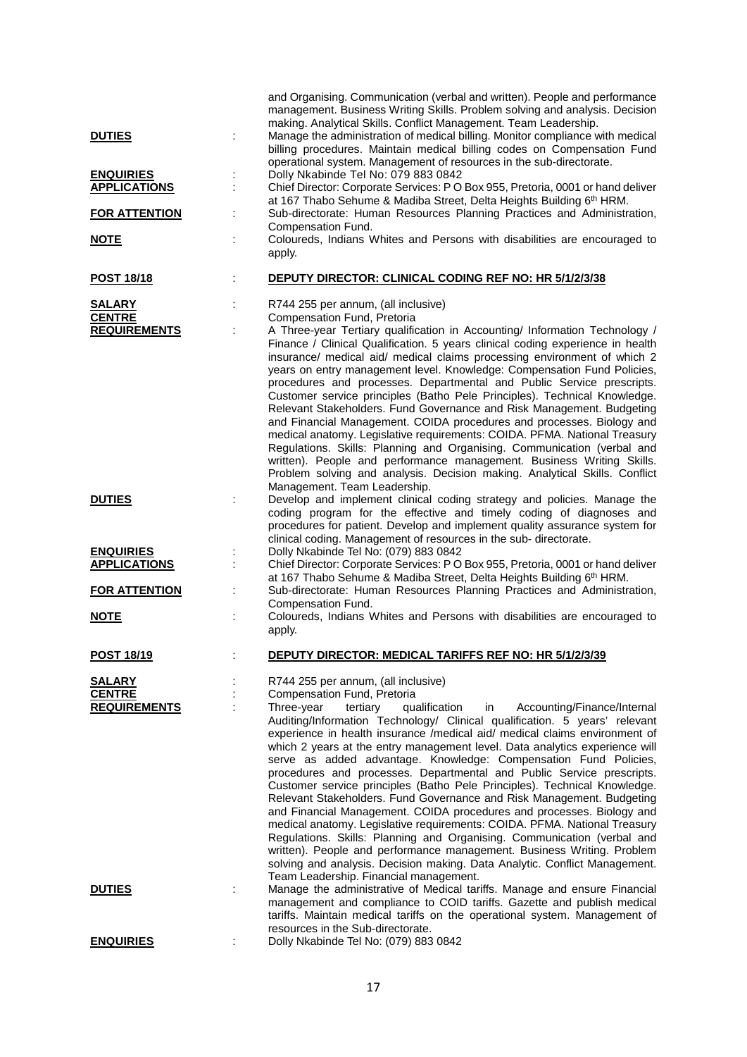and Organising. Communication (verbal and written). People and performance management. Business Writing Skills. Problem solving and analysis. Decision making. Analytical Skills. Conflict Management. Team Leadership.

**DUTIES** : Manage the administration of medical billing. Monitor compliance with medical billing procedures. Maintain medical billing codes on Compensation Fund operational system. Management of resources in the sub-directorate.

**ENQUIRIES** : Dolly Nkabinde Tel No: 079 883 0842

**APPLICATIONS** : Chief Director: Corporate Services: P O Box 955, Pretoria, 0001 or hand deliver at 167 Thabo Sehume & Madiba Street, Delta Heights Building 6th HRM.

**FOR ATTENTION** : Sub-directorate: Human Resources Planning Practices and Administration, Compensation Fund.

**NOTE** : Coloureds, Indians Whites and Persons with disabilities are encouraged to apply.

## POST 18/18 : DEPUTY DIRECTOR: CLINICAL CODING REF NO: HR 5/1/2/3/38

**SALARY** : R744 255 per annum, (all inclusive)

**CENTRE** : Compensation Fund, Pretoria

**REQUIREMENTS** : A Three-year Tertiary qualification in Accounting/ Information Technology / Finance / Clinical Qualification. 5 years clinical coding experience in health insurance/ medical aid/ medical claims processing environment of which 2 years on entry management level. Knowledge: Compensation Fund Policies, procedures and processes. Departmental and Public Service prescripts. Customer service principles (Batho Pele Principles). Technical Knowledge. Relevant Stakeholders. Fund Governance and Risk Management. Budgeting and Financial Management. COIDA procedures and processes. Biology and medical anatomy. Legislative requirements: COIDA. PFMA. National Treasury Regulations. Skills: Planning and Organising. Communication (verbal and written). People and performance management. Business Writing Skills. Problem solving and analysis. Decision making. Analytical Skills. Conflict Management. Team Leadership.

**DUTIES** : Develop and implement clinical coding strategy and policies. Manage the coding program for the effective and timely coding of diagnoses and procedures for patient. Develop and implement quality assurance system for clinical coding. Management of resources in the sub- directorate.

**ENQUIRIES** : Dolly Nkabinde Tel No: (079) 883 0842

**APPLICATIONS** : Chief Director: Corporate Services: P O Box 955, Pretoria, 0001 or hand deliver at 167 Thabo Sehume & Madiba Street, Delta Heights Building 6th HRM.

**FOR ATTENTION** : Sub-directorate: Human Resources Planning Practices and Administration, Compensation Fund.

**NOTE** : Coloureds, Indians Whites and Persons with disabilities are encouraged to apply.

## POST 18/19 : DEPUTY DIRECTOR: MEDICAL TARIFFS REF NO: HR 5/1/2/3/39

**SALARY** : R744 255 per annum, (all inclusive)

**CENTRE** : Compensation Fund, Pretoria

**REQUIREMENTS** : Three-year tertiary qualification in Accounting/Finance/Internal Auditing/Information Technology/ Clinical qualification. 5 years' relevant experience in health insurance /medical aid/ medical claims environment of which 2 years at the entry management level. Data analytics experience will serve as added advantage. Knowledge: Compensation Fund Policies, procedures and processes. Departmental and Public Service prescripts. Customer service principles (Batho Pele Principles). Technical Knowledge. Relevant Stakeholders. Fund Governance and Risk Management. Budgeting and Financial Management. COIDA procedures and processes. Biology and medical anatomy. Legislative requirements: COIDA. PFMA. National Treasury Regulations. Skills: Planning and Organising. Communication (verbal and written). People and performance management. Business Writing. Problem solving and analysis. Decision making. Data Analytic. Conflict Management. Team Leadership. Financial management.

**DUTIES** : Manage the administrative of Medical tariffs. Manage and ensure Financial management and compliance to COID tariffs. Gazette and publish medical tariffs. Maintain medical tariffs on the operational system. Management of resources in the Sub-directorate.

**ENQUIRIES** : Dolly Nkabinde Tel No: (079) 883 0842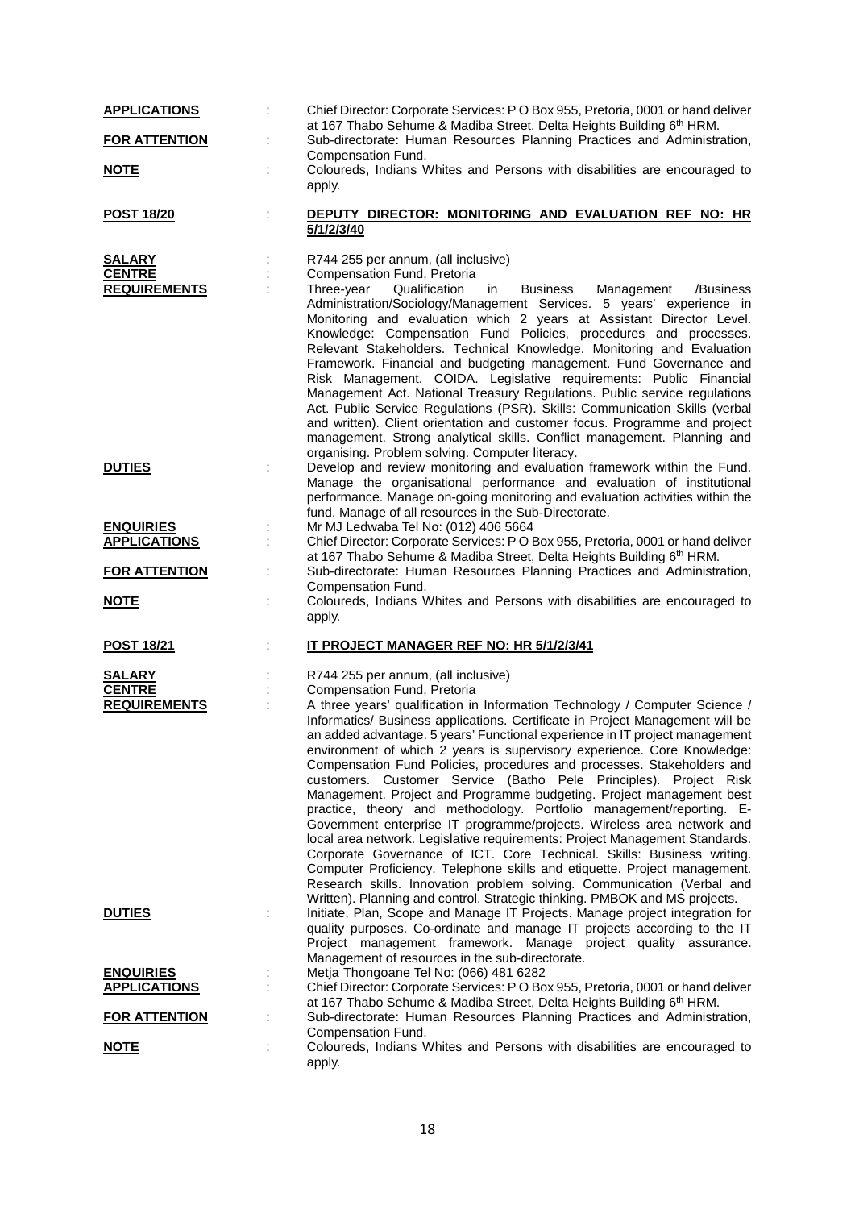**APPLICATIONS** : Chief Director: Corporate Services: P O Box 955, Pretoria, 0001 or hand deliver at 167 Thabo Sehume & Madiba Street, Delta Heights Building 6th HRM.

**FOR ATTENTION** : Sub-directorate: Human Resources Planning Practices and Administration, Compensation Fund.

**NOTE** : Coloureds, Indians Whites and Persons with disabilities are encouraged to apply.

**POST 18/20** : **DEPUTY DIRECTOR: MONITORING AND EVALUATION REF NO: HR 5/1/2/3/40**

**SALARY** : R744 255 per annum, (all inclusive)

**CENTRE** : Compensation Fund, Pretoria

**REQUIREMENTS** : Three-year Qualification in Business Management /Business Administration/Sociology/Management Services. 5 years' experience in Monitoring and evaluation which 2 years at Assistant Director Level. Knowledge: Compensation Fund Policies, procedures and processes. Relevant Stakeholders. Technical Knowledge. Monitoring and Evaluation Framework. Financial and budgeting management. Fund Governance and Risk Management. COIDA. Legislative requirements: Public Financial Management Act. National Treasury Regulations. Public service regulations Act. Public Service Regulations (PSR). Skills: Communication Skills (verbal and written). Client orientation and customer focus. Programme and project management. Strong analytical skills. Conflict management. Planning and organising. Problem solving. Computer literacy.

**DUTIES** : Develop and review monitoring and evaluation framework within the Fund. Manage the organisational performance and evaluation of institutional performance. Manage on-going monitoring and evaluation activities within the fund. Manage of all resources in the Sub-Directorate.

**ENQUIRIES** : Mr MJ Ledwaba Tel No: (012) 406 5664

**APPLICATIONS** : Chief Director: Corporate Services: P O Box 955, Pretoria, 0001 or hand deliver at 167 Thabo Sehume & Madiba Street, Delta Heights Building 6th HRM.

**FOR ATTENTION** : Sub-directorate: Human Resources Planning Practices and Administration, Compensation Fund.

**NOTE** : Coloureds, Indians Whites and Persons with disabilities are encouraged to apply.

**POST 18/21** : **IT PROJECT MANAGER REF NO: HR 5/1/2/3/41**

**SALARY** : R744 255 per annum, (all inclusive)

**CENTRE** : Compensation Fund, Pretoria

**REQUIREMENTS** : A three years' qualification in Information Technology / Computer Science / Informatics/ Business applications. Certificate in Project Management will be an added advantage. 5 years' Functional experience in IT project management environment of which 2 years is supervisory experience. Core Knowledge: Compensation Fund Policies, procedures and processes. Stakeholders and customers. Customer Service (Batho Pele Principles). Project Risk Management. Project and Programme budgeting. Project management best practice, theory and methodology. Portfolio management/reporting. E-Government enterprise IT programme/projects. Wireless area network and local area network. Legislative requirements: Project Management Standards. Corporate Governance of ICT. Core Technical. Skills: Business writing. Computer Proficiency. Telephone skills and etiquette. Project management. Research skills. Innovation problem solving. Communication (Verbal and Written). Planning and control. Strategic thinking. PMBOK and MS projects.

**DUTIES** : Initiate, Plan, Scope and Manage IT Projects. Manage project integration for quality purposes. Co-ordinate and manage IT projects according to the IT Project management framework. Manage project quality assurance. Management of resources in the sub-directorate.

**ENQUIRIES** : Metja Thongoane Tel No: (066) 481 6282

**APPLICATIONS** : Chief Director: Corporate Services: P O Box 955, Pretoria, 0001 or hand deliver at 167 Thabo Sehume & Madiba Street, Delta Heights Building 6th HRM.

**FOR ATTENTION** : Sub-directorate: Human Resources Planning Practices and Administration, Compensation Fund.

**NOTE** : Coloureds, Indians Whites and Persons with disabilities are encouraged to apply.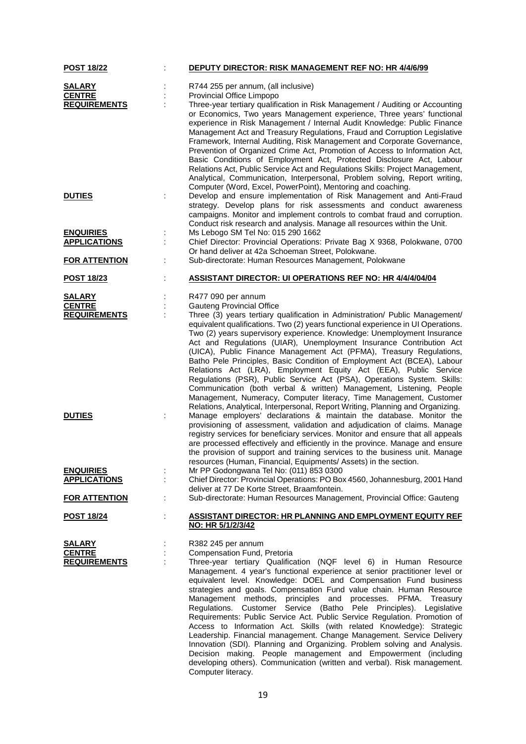**POST 18/22** : **DEPUTY DIRECTOR: RISK MANAGEMENT REF NO: HR 4/4/6/99**

**SALARY** : R744 255 per annum, (all inclusive)

**CENTRE** : Provincial Office Limpopo

**REQUIREMENTS** : Three-year tertiary qualification in Risk Management / Auditing or Accounting or Economics, Two years Management experience, Three years' functional experience in Risk Management / Internal Audit Knowledge: Public Finance Management Act and Treasury Regulations, Fraud and Corruption Legislative Framework, Internal Auditing, Risk Management and Corporate Governance, Prevention of Organized Crime Act, Promotion of Access to Information Act, Basic Conditions of Employment Act, Protected Disclosure Act, Labour Relations Act, Public Service Act and Regulations Skills: Project Management, Analytical, Communication, Interpersonal, Problem solving, Report writing, Computer (Word, Excel, PowerPoint), Mentoring and coaching.

**DUTIES** : Develop and ensure implementation of Risk Management and Anti-Fraud strategy. Develop plans for risk assessments and conduct awareness campaigns. Monitor and implement controls to combat fraud and corruption. Conduct risk research and analysis. Manage all resources within the Unit.

**ENQUIRIES** : Ms Lebogo SM Tel No: 015 290 1662

**APPLICATIONS** : Chief Director: Provincial Operations: Private Bag X 9368, Polokwane, 0700 Or hand deliver at 42a Schoeman Street, Polokwane.

**FOR ATTENTION** : Sub-directorate: Human Resources Management, Polokwane

**POST 18/23** : **ASSISTANT DIRECTOR: UI OPERATIONS REF NO: HR 4/4/4/04/04**

**SALARY** : R477 090 per annum

**CENTRE** : Gauteng Provincial Office

**REQUIREMENTS** : Three (3) years tertiary qualification in Administration/ Public Management/ equivalent qualifications. Two (2) years functional experience in UI Operations. Two (2) years supervisory experience. Knowledge: Unemployment Insurance Act and Regulations (UIAR), Unemployment Insurance Contribution Act (UICA), Public Finance Management Act (PFMA), Treasury Regulations, Batho Pele Principles, Basic Condition of Employment Act (BCEA), Labour Relations Act (LRA), Employment Equity Act (EEA), Public Service Regulations (PSR), Public Service Act (PSA), Operations System. Skills: Communication (both verbal & written) Management, Listening, People Management, Numeracy, Computer literacy, Time Management, Customer Relations, Analytical, Interpersonal, Report Writing, Planning and Organizing.

**DUTIES** : Manage employers' declarations & maintain the database. Monitor the provisioning of assessment, validation and adjudication of claims. Manage registry services for beneficiary services. Monitor and ensure that all appeals are processed effectively and efficiently in the province. Manage and ensure the provision of support and training services to the business unit. Manage resources (Human, Financial, Equipments/ Assets) in the section.

**ENQUIRIES** : Mr PP Godongwana Tel No: (011) 853 0300

**APPLICATIONS** : Chief Director: Provincial Operations: PO Box 4560, Johannesburg, 2001 Hand deliver at 77 De Korte Street, Braamfontein.

**FOR ATTENTION** : Sub-directorate: Human Resources Management, Provincial Office: Gauteng

**POST 18/24** : **ASSISTANT DIRECTOR: HR PLANNING AND EMPLOYMENT EQUITY REF NO: HR 5/1/2/3/42**

**SALARY** : R382 245 per annum

**CENTRE** : Compensation Fund, Pretoria

**REQUIREMENTS** : Three-year tertiary Qualification (NQF level 6) in Human Resource Management. 4 year's functional experience at senior practitioner level or equivalent level. Knowledge: DOEL and Compensation Fund business strategies and goals. Compensation Fund value chain. Human Resource Management methods, principles and processes. PFMA. Treasury Regulations. Customer Service (Batho Pele Principles). Legislative Requirements: Public Service Act. Public Service Regulation. Promotion of Access to Information Act. Skills (with related Knowledge): Strategic Leadership. Financial management. Change Management. Service Delivery Innovation (SDI). Planning and Organizing. Problem solving and Analysis. Decision making. People management and Empowerment (including developing others). Communication (written and verbal). Risk management. Computer literacy.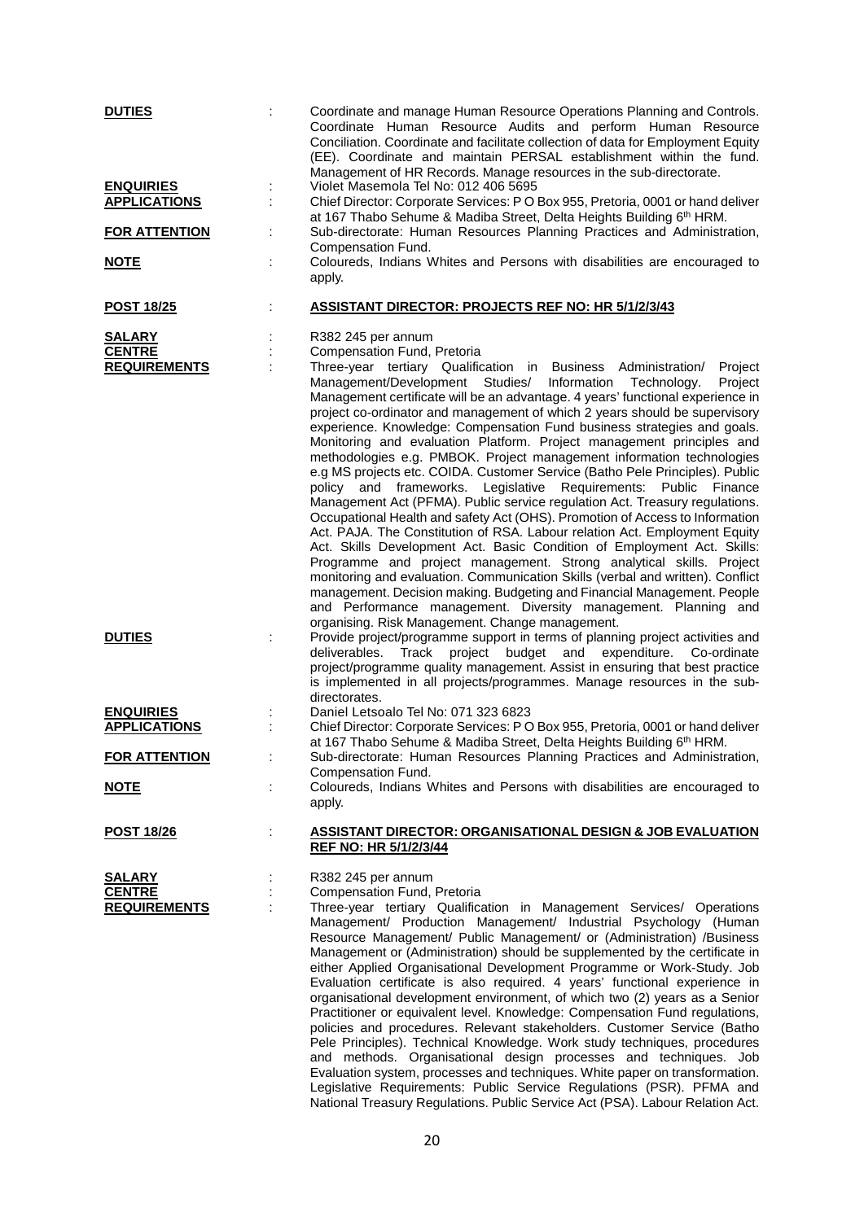**DUTIES** : Coordinate and manage Human Resource Operations Planning and Controls. Coordinate Human Resource Audits and perform Human Resource Conciliation. Coordinate and facilitate collection of data for Employment Equity (EE). Coordinate and maintain PERSAL establishment within the fund. Management of HR Records. Manage resources in the sub-directorate.

**ENQUIRIES** : Violet Masemola Tel No: 012 406 5695

**APPLICATIONS** : Chief Director: Corporate Services: P O Box 955, Pretoria, 0001 or hand deliver at 167 Thabo Sehume & Madiba Street, Delta Heights Building 6th HRM.

**FOR ATTENTION** : Sub-directorate: Human Resources Planning Practices and Administration, Compensation Fund.

**NOTE** : Coloureds, Indians Whites and Persons with disabilities are encouraged to apply.

**POST 18/25** : **ASSISTANT DIRECTOR: PROJECTS REF NO: HR 5/1/2/3/43**

**SALARY** : R382 245 per annum

**CENTRE** : Compensation Fund, Pretoria

**REQUIREMENTS** : Three-year tertiary Qualification in Business Administration/ Project Management/Development Studies/ Information Technology. Project Management certificate will be an advantage. 4 years' functional experience in project co-ordinator and management of which 2 years should be supervisory experience. Knowledge: Compensation Fund business strategies and goals. Monitoring and evaluation Platform. Project management principles and methodologies e.g. PMBOK. Project management information technologies e.g MS projects etc. COIDA. Customer Service (Batho Pele Principles). Public policy and frameworks. Legislative Requirements: Public Finance Management Act (PFMA). Public service regulation Act. Treasury regulations. Occupational Health and safety Act (OHS). Promotion of Access to Information Act. PAJA. The Constitution of RSA. Labour relation Act. Employment Equity Act. Skills Development Act. Basic Condition of Employment Act. Skills: Programme and project management. Strong analytical skills. Project monitoring and evaluation. Communication Skills (verbal and written). Conflict management. Decision making. Budgeting and Financial Management. People and Performance management. Diversity management. Planning and organising. Risk Management. Change management.

**DUTIES** : Provide project/programme support in terms of planning project activities and deliverables. Track project budget and expenditure. Co-ordinate project/programme quality management. Assist in ensuring that best practice is implemented in all projects/programmes. Manage resources in the sub-directorates.

**ENQUIRIES** : Daniel Letsoalo Tel No: 071 323 6823

**APPLICATIONS** : Chief Director: Corporate Services: P O Box 955, Pretoria, 0001 or hand deliver at 167 Thabo Sehume & Madiba Street, Delta Heights Building 6th HRM.

**FOR ATTENTION** : Sub-directorate: Human Resources Planning Practices and Administration, Compensation Fund.

**NOTE** : Coloureds, Indians Whites and Persons with disabilities are encouraged to apply.

**POST 18/26** : **ASSISTANT DIRECTOR: ORGANISATIONAL DESIGN & JOB EVALUATION REF NO: HR 5/1/2/3/44**

**SALARY** : R382 245 per annum

**CENTRE** : Compensation Fund, Pretoria

**REQUIREMENTS** : Three-year tertiary Qualification in Management Services/ Operations Management/ Production Management/ Industrial Psychology (Human Resource Management/ Public Management/ or (Administration) /Business Management or (Administration) should be supplemented by the certificate in either Applied Organisational Development Programme or Work-Study. Job Evaluation certificate is also required. 4 years' functional experience in organisational development environment, of which two (2) years as a Senior Practitioner or equivalent level. Knowledge: Compensation Fund regulations, policies and procedures. Relevant stakeholders. Customer Service (Batho Pele Principles). Technical Knowledge. Work study techniques, procedures and methods. Organisational design processes and techniques. Job Evaluation system, processes and techniques. White paper on transformation. Legislative Requirements: Public Service Regulations (PSR). PFMA and National Treasury Regulations. Public Service Act (PSA). Labour Relation Act.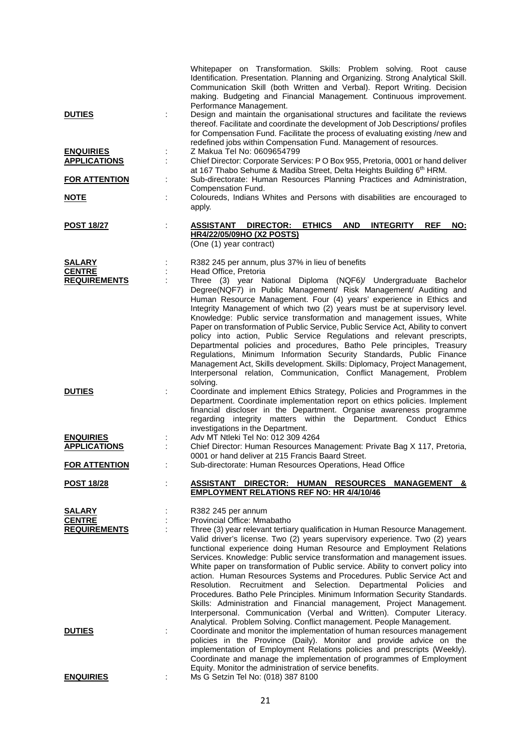Whitepaper on Transformation. Skills: Problem solving. Root cause Identification. Presentation. Planning and Organizing. Strong Analytical Skill. Communication Skill (both Written and Verbal). Report Writing. Decision making. Budgeting and Financial Management. Continuous improvement. Performance Management.

**DUTIES** : Design and maintain the organisational structures and facilitate the reviews thereof. Facilitate and coordinate the development of Job Descriptions/ profiles for Compensation Fund. Facilitate the process of evaluating existing /new and redefined jobs within Compensation Fund. Management of resources.

**ENQUIRIES** : Z Makua Tel No: 0609654799

**APPLICATIONS** : Chief Director: Corporate Services: P O Box 955, Pretoria, 0001 or hand deliver at 167 Thabo Sehume & Madiba Street, Delta Heights Building 6th HRM.

**FOR ATTENTION** : Sub-directorate: Human Resources Planning Practices and Administration, Compensation Fund.

**NOTE** : Coloureds, Indians Whites and Persons with disabilities are encouraged to apply.

**POST 18/27** : **ASSISTANT DIRECTOR: ETHICS AND INTEGRITY REF NO: HR4/22/05/09HO (X2 POSTS)**
(One (1) year contract)

**SALARY** : R382 245 per annum, plus 37% in lieu of benefits

**CENTRE** : Head Office, Pretoria

**REQUIREMENTS** : Three (3) year National Diploma (NQF6)/ Undergraduate Bachelor Degree(NQF7) in Public Management/ Risk Management/ Auditing and Human Resource Management. Four (4) years' experience in Ethics and Integrity Management of which two (2) years must be at supervisory level. Knowledge: Public service transformation and management issues, White Paper on transformation of Public Service, Public Service Act, Ability to convert policy into action, Public Service Regulations and relevant prescripts, Departmental policies and procedures, Batho Pele principles, Treasury Regulations, Minimum Information Security Standards, Public Finance Management Act, Skills development. Skills: Diplomacy, Project Management, Interpersonal relation, Communication, Conflict Management, Problem solving.

**DUTIES** : Coordinate and implement Ethics Strategy, Policies and Programmes in the Department. Coordinate implementation report on ethics policies. Implement financial discloser in the Department. Organise awareness programme regarding integrity matters within the Department. Conduct Ethics investigations in the Department.

**ENQUIRIES** : Adv MT Ntleki Tel No: 012 309 4264

**APPLICATIONS** : Chief Director: Human Resources Management: Private Bag X 117, Pretoria, 0001 or hand deliver at 215 Francis Baard Street.

**FOR ATTENTION** : Sub-directorate: Human Resources Operations, Head Office

**POST 18/28** : **ASSISTANT DIRECTOR: HUMAN RESOURCES MANAGEMENT & EMPLOYMENT RELATIONS REF NO: HR 4/4/10/46**

**SALARY** : R382 245 per annum

**CENTRE** : Provincial Office: Mmabatho

**REQUIREMENTS** : Three (3) year relevant tertiary qualification in Human Resource Management. Valid driver's license. Two (2) years supervisory experience. Two (2) years functional experience doing Human Resource and Employment Relations Services. Knowledge: Public service transformation and management issues. White paper on transformation of Public service. Ability to convert policy into action. Human Resources Systems and Procedures. Public Service Act and Resolution. Recruitment and Selection. Departmental Policies and Procedures. Batho Pele Principles. Minimum Information Security Standards. Skills: Administration and Financial management, Project Management. Interpersonal. Communication (Verbal and Written). Computer Literacy. Analytical. Problem Solving. Conflict management. People Management.

**DUTIES** : Coordinate and monitor the implementation of human resources management policies in the Province (Daily). Monitor and provide advice on the implementation of Employment Relations policies and prescripts (Weekly). Coordinate and manage the implementation of programmes of Employment Equity. Monitor the administration of service benefits.

**ENQUIRIES** : Ms G Setzin Tel No: (018) 387 8100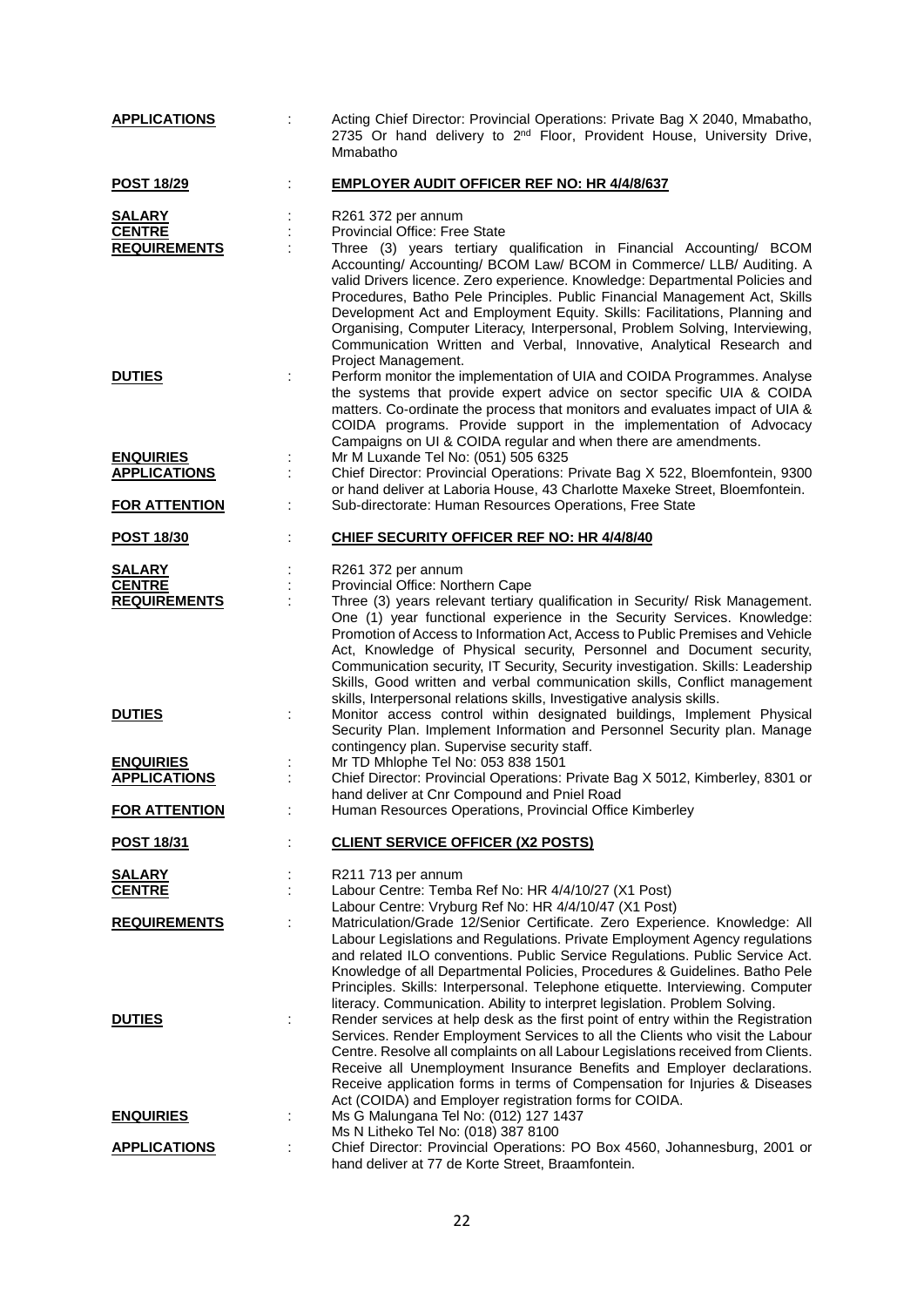**APPLICATIONS** : Acting Chief Director: Provincial Operations: Private Bag X 2040, Mmabatho, 2735 Or hand delivery to 2nd Floor, Provident House, University Drive, Mmabatho

**POST 18/29** : **EMPLOYER AUDIT OFFICER REF NO: HR 4/4/8/637**

**SALARY** : R261 372 per annum

**CENTRE** : Provincial Office: Free State

**REQUIREMENTS** : Three (3) years tertiary qualification in Financial Accounting/ BCOM Accounting/ Accounting/ BCOM Law/ BCOM in Commerce/ LLB/ Auditing. A valid Drivers licence. Zero experience. Knowledge: Departmental Policies and Procedures, Batho Pele Principles. Public Financial Management Act, Skills Development Act and Employment Equity. Skills: Facilitations, Planning and Organising, Computer Literacy, Interpersonal, Problem Solving, Interviewing, Communication Written and Verbal, Innovative, Analytical Research and Project Management.

**DUTIES** : Perform monitor the implementation of UIA and COIDA Programmes. Analyse the systems that provide expert advice on sector specific UIA & COIDA matters. Co-ordinate the process that monitors and evaluates impact of UIA & COIDA programs. Provide support in the implementation of Advocacy Campaigns on UI & COIDA regular and when there are amendments.

**ENQUIRIES** : Mr M Luxande Tel No: (051) 505 6325

**APPLICATIONS** : Chief Director: Provincial Operations: Private Bag X 522, Bloemfontein, 9300 or hand deliver at Laboria House, 43 Charlotte Maxeke Street, Bloemfontein.

**FOR ATTENTION** : Sub-directorate: Human Resources Operations, Free State

**POST 18/30** : **CHIEF SECURITY OFFICER REF NO: HR 4/4/8/40**

**SALARY** : R261 372 per annum

**CENTRE** : Provincial Office: Northern Cape

**REQUIREMENTS** : Three (3) years relevant tertiary qualification in Security/ Risk Management. One (1) year functional experience in the Security Services. Knowledge: Promotion of Access to Information Act, Access to Public Premises and Vehicle Act, Knowledge of Physical security, Personnel and Document security, Communication security, IT Security, Security investigation. Skills: Leadership Skills, Good written and verbal communication skills, Conflict management skills, Interpersonal relations skills, Investigative analysis skills.

**DUTIES** : Monitor access control within designated buildings, Implement Physical Security Plan. Implement Information and Personnel Security plan. Manage contingency plan. Supervise security staff.

**ENQUIRIES** : Mr TD Mhlophe Tel No: 053 838 1501

**APPLICATIONS** : Chief Director: Provincial Operations: Private Bag X 5012, Kimberley, 8301 or hand deliver at Cnr Compound and Pniel Road

**FOR ATTENTION** : Human Resources Operations, Provincial Office Kimberley

**POST 18/31** : **CLIENT SERVICE OFFICER (X2 POSTS)**

**SALARY** : R211 713 per annum

**CENTRE** : Labour Centre: Temba Ref No: HR 4/4/10/27 (X1 Post)
Labour Centre: Vryburg Ref No: HR 4/4/10/47 (X1 Post)

**REQUIREMENTS** : Matriculation/Grade 12/Senior Certificate. Zero Experience. Knowledge: All Labour Legislations and Regulations. Private Employment Agency regulations and related ILO conventions. Public Service Regulations. Public Service Act. Knowledge of all Departmental Policies, Procedures & Guidelines. Batho Pele Principles. Skills: Interpersonal. Telephone etiquette. Interviewing. Computer literacy. Communication. Ability to interpret legislation. Problem Solving.

**DUTIES** : Render services at help desk as the first point of entry within the Registration Services. Render Employment Services to all the Clients who visit the Labour Centre. Resolve all complaints on all Labour Legislations received from Clients. Receive all Unemployment Insurance Benefits and Employer declarations. Receive application forms in terms of Compensation for Injuries & Diseases Act (COIDA) and Employer registration forms for COIDA.

**ENQUIRIES** : Ms G Malungana Tel No: (012) 127 1437
Ms N Litheko Tel No: (018) 387 8100

**APPLICATIONS** : Chief Director: Provincial Operations: PO Box 4560, Johannesburg, 2001 or hand deliver at 77 de Korte Street, Braamfontein.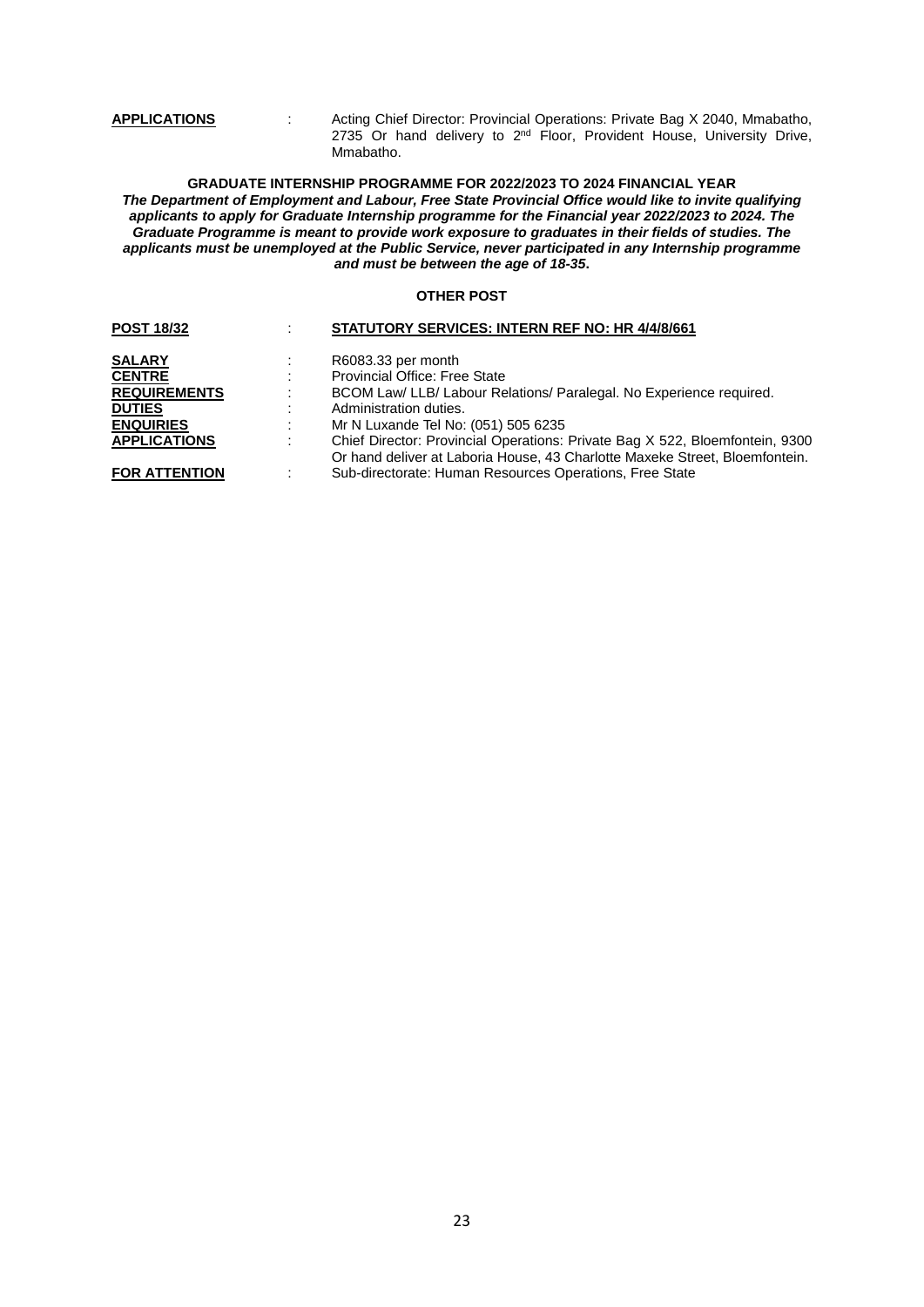**APPLICATIONS** : Acting Chief Director: Provincial Operations: Private Bag X 2040, Mmabatho, 2735 Or hand delivery to 2nd Floor, Provident House, University Drive, Mmabatho.

**GRADUATE INTERNSHIP PROGRAMME FOR 2022/2023 TO 2024 FINANCIAL YEAR**

***The Department of Employment and Labour, Free State Provincial Office would like to invite qualifying applicants to apply for Graduate Internship programme for the Financial year 2022/2023 to 2024. The Graduate Programme is meant to provide work exposure to graduates in their fields of studies. The applicants must be unemployed at the Public Service, never participated in any Internship programme and must be between the age of 18-35.***

**OTHER POST**

**POST 18/32** : **STATUTORY SERVICES: INTERN REF NO: HR 4/4/8/661**

**SALARY** : R6083.33 per month

**CENTRE** : Provincial Office: Free State

**REQUIREMENTS** : BCOM Law/ LLB/ Labour Relations/ Paralegal. No Experience required.

**DUTIES** : Administration duties.

**ENQUIRIES** : Mr N Luxande Tel No: (051) 505 6235

**APPLICATIONS** : Chief Director: Provincial Operations: Private Bag X 522, Bloemfontein, 9300 Or hand deliver at Laboria House, 43 Charlotte Maxeke Street, Bloemfontein.

**FOR ATTENTION** : Sub-directorate: Human Resources Operations, Free State